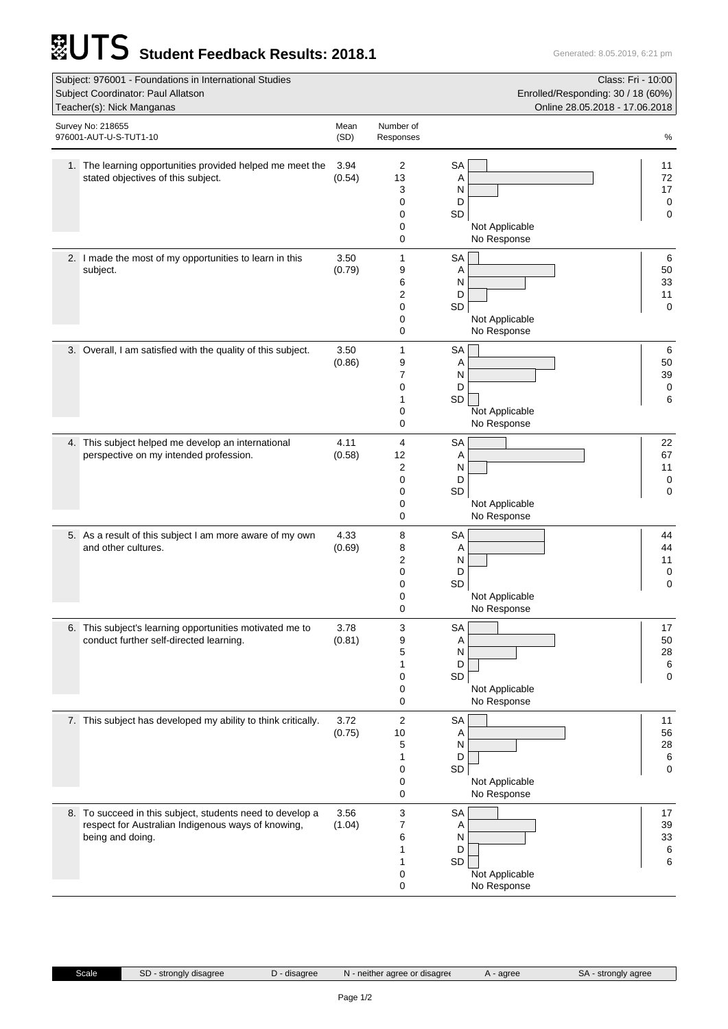# UTS Student Feedback Results: 2018.1

Generated: 8.05.2019, 6:21 pm

| | |
|---|---|
| Subject: 976001 - Foundations in International Studies | Class: Fri - 10:00 |
| Subject Coordinator: Paul Allatson | Enrolled/Responding: 30 / 18 (60%) |
| Teacher(s): Nick Manganas | Online 28.05.2018 - 17.06.2018 |

Survey No: 218655
976001-AUT-U-S-TUT1-10

| Question | Mean (SD) | Number of Responses | | % |
|---|---|---|---|---|
| 1. The learning opportunities provided helped me meet the stated objectives of this subject. | 3.94 (0.54) | 2 | SA | 11 |
| | | 13 | A | 72 |
| | | 3 | N | 17 |
| | | 0 | D | 0 |
| | | 0 | SD | 0 |
| | | 0 | Not Applicable | |
| | | 0 | No Response | |
| 2. I made the most of my opportunities to learn in this subject. | 3.50 (0.79) | 1 | SA | 6 |
| | | 9 | A | 50 |
| | | 6 | N | 33 |
| | | 2 | D | 11 |
| | | 0 | SD | 0 |
| | | 0 | Not Applicable | |
| | | 0 | No Response | |
| 3. Overall, I am satisfied with the quality of this subject. | 3.50 (0.86) | 1 | SA | 6 |
| | | 9 | A | 50 |
| | | 7 | N | 39 |
| | | 0 | D | 0 |
| | | 1 | SD | 6 |
| | | 0 | Not Applicable | |
| | | 0 | No Response | |
| 4. This subject helped me develop an international perspective on my intended profession. | 4.11 (0.58) | 4 | SA | 22 |
| | | 12 | A | 67 |
| | | 2 | N | 11 |
| | | 0 | D | 0 |
| | | 0 | SD | 0 |
| | | 0 | Not Applicable | |
| | | 0 | No Response | |
| 5. As a result of this subject I am more aware of my own and other cultures. | 4.33 (0.69) | 8 | SA | 44 |
| | | 8 | A | 44 |
| | | 2 | N | 11 |
| | | 0 | D | 0 |
| | | 0 | SD | 0 |
| | | 0 | Not Applicable | |
| | | 0 | No Response | |
| 6. This subject's learning opportunities motivated me to conduct further self-directed learning. | 3.78 (0.81) | 3 | SA | 17 |
| | | 9 | A | 50 |
| | | 5 | N | 28 |
| | | 1 | D | 6 |
| | | 0 | SD | 0 |
| | | 0 | Not Applicable | |
| | | 0 | No Response | |
| 7. This subject has developed my ability to think critically. | 3.72 (0.75) | 2 | SA | 11 |
| | | 10 | A | 56 |
| | | 5 | N | 28 |
| | | 1 | D | 6 |
| | | 0 | SD | 0 |
| | | 0 | Not Applicable | |
| | | 0 | No Response | |
| 8. To succeed in this subject, students need to develop a respect for Australian Indigenous ways of knowing, being and doing. | 3.56 (1.04) | 3 | SA | 17 |
| | | 7 | A | 39 |
| | | 6 | N | 33 |
| | | 1 | D | 6 |
| | | 1 | SD | 6 |
| | | 0 | Not Applicable | |
| | | 0 | No Response | |

| Scale | SD - strongly disagree | D - disagree | N - neither agree or disagree | A - agree | SA - strongly agree |
|---|---|---|---|---|---|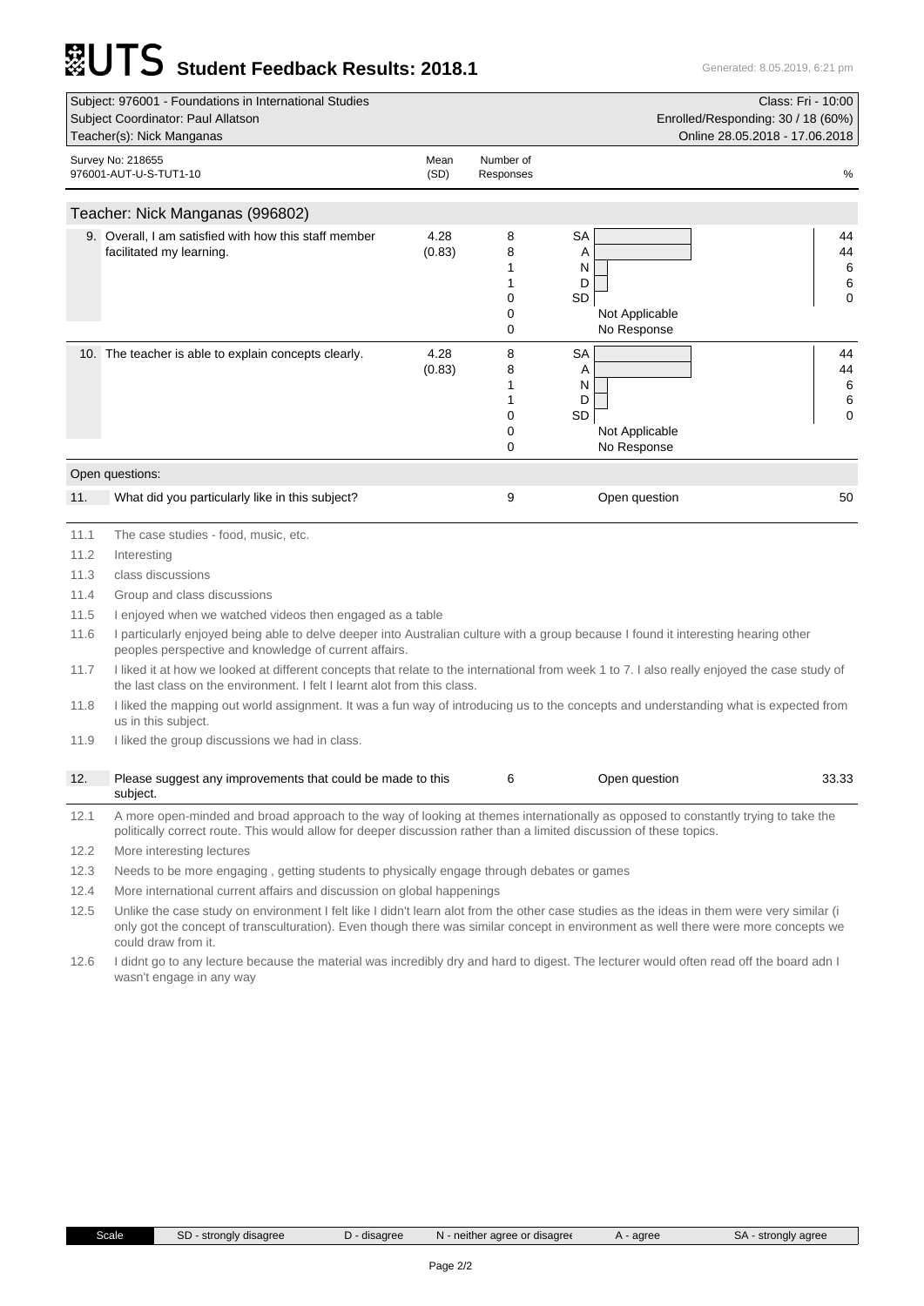# Student Feedback Results: 2018.1

Generated: 8.05.2019, 6:21 pm

| | |
|---|---|
| Subject: 976001 - Foundations in International Studies | Class: Fri - 10:00 |
| Subject Coordinator: Paul Allatson | Enrolled/Responding: 30 / 18 (60%) |
| Teacher(s): Nick Manganas | Online 28.05.2018 - 17.06.2018 |

Survey No: 218655
976001-AUT-U-S-TUT1-10

## Teacher: Nick Manganas (996802)

| Question | Mean (SD) | Number of Responses | | % |
|---|---|---|---|---|
| 9. Overall, I am satisfied with how this staff member facilitated my learning. | 4.28 (0.83) | 8 | SA | 44 |
| | | 8 | A | 44 |
| | | 1 | N | 6 |
| | | 1 | D | 6 |
| | | 0 | SD | 0 |
| | | 0 | Not Applicable | |
| | | 0 | No Response | |
| 10. The teacher is able to explain concepts clearly. | 4.28 (0.83) | 8 | SA | 44 |
| | | 8 | A | 44 |
| | | 1 | N | 6 |
| | | 1 | D | 6 |
| | | 0 | SD | 0 |
| | | 0 | Not Applicable | |
| | | 0 | No Response | |

### Open questions:

| Question | Number of Responses | | % |
|---|---|---|---|
| 11. What did you particularly like in this subject? | 9 | Open question | 50 |

- 11.1 The case studies - food, music, etc.
- 11.2 Interesting
- 11.3 class discussions
- 11.4 Group and class discussions
- 11.5 I enjoyed when we watched videos then engaged as a table
- 11.6 I particularly enjoyed being able to delve deeper into Australian culture with a group because I found it interesting hearing other peoples perspective and knowledge of current affairs.
- 11.7 I liked it at how we looked at different concepts that relate to the international from week 1 to 7. I also really enjoyed the case study of the last class on the environment. I felt I learnt alot from this class.
- 11.8 I liked the mapping out world assignment. It was a fun way of introducing us to the concepts and understanding what is expected from us in this subject.
- 11.9 I liked the group discussions we had in class.

| Question | Number of Responses | | % |
|---|---|---|---|
| 12. Please suggest any improvements that could be made to this subject. | 6 | Open question | 33.33 |

- 12.1 A more open-minded and broad approach to the way of looking at themes internationally as opposed to constantly trying to take the politically correct route. This would allow for deeper discussion rather than a limited discussion of these topics.
- 12.2 More interesting lectures
- 12.3 Needs to be more engaging , getting students to physically engage through debates or games
- 12.4 More international current affairs and discussion on global happenings
- 12.5 Unlike the case study on environment I felt like I didn't learn alot from the other case studies as the ideas in them were very similar (i only got the concept of transculturation). Even though there was similar concept in environment as well there were more concepts we could draw from it.
- 12.6 I didnt go to any lecture because the material was incredibly dry and hard to digest. The lecturer would often read off the board adn I wasn't engage in any way

| Scale | SD - strongly disagree | D - disagree | N - neither agree or disagree | A - agree | SA - strongly agree |
|---|---|---|---|---|---|